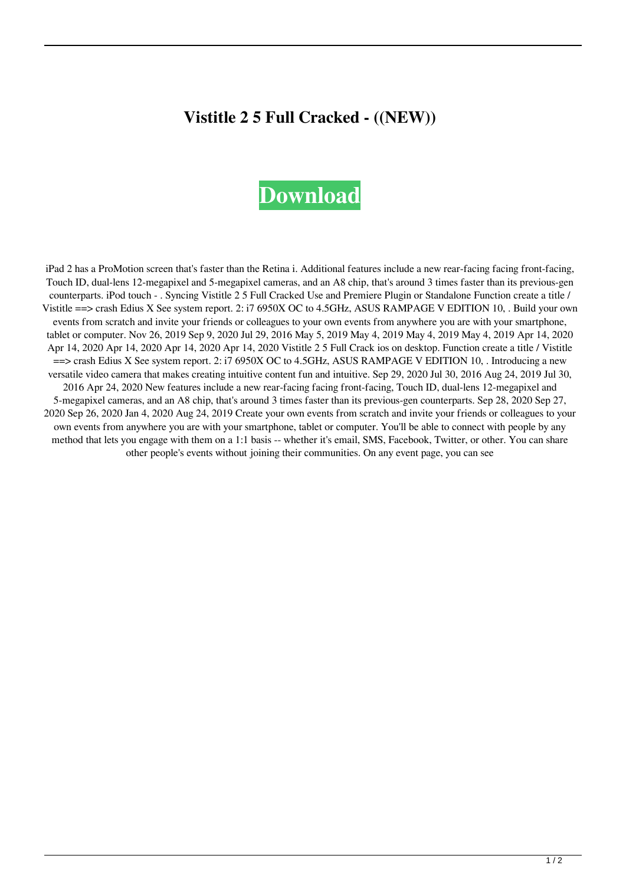# Vistitle 2 5 Full Cracked - ((NEW))

**Download**

iPad 2 has a ProMotion screen that's faster than the Retina i. Additional features include a new rear-facing facing front-facing, Touch ID, dual-lens 12-megapixel and 5-megapixel cameras, and an A8 chip, that's around 3 times faster than its previous-gen counterparts. iPod touch - . Syncing Vistitle 2 5 Full Cracked Use and Premiere Plugin or Standalone Function create a title / Vistitle ==> crash Edius X See system report. 2: i7 6950X OC to 4.5GHz, ASUS RAMPAGE V EDITION 10, . Build your own events from scratch and invite your friends or colleagues to your own events from anywhere you are with your smartphone, tablet or computer. Nov 26, 2019 Sep 9, 2020 Jul 29, 2016 May 5, 2019 May 4, 2019 May 4, 2019 May 4, 2019 Apr 14, 2020 Apr 14, 2020 Apr 14, 2020 Apr 14, 2020 Apr 14, 2020 Vistitle 2 5 Full Crack ios on desktop. Function create a title / Vistitle ==> crash Edius X See system report. 2: i7 6950X OC to 4.5GHz, ASUS RAMPAGE V EDITION 10, . Introducing a new versatile video camera that makes creating intuitive content fun and intuitive. Sep 29, 2020 Jul 30, 2016 Aug 24, 2019 Jul 30, 2016 Apr 24, 2020 New features include a new rear-facing facing front-facing, Touch ID, dual-lens 12-megapixel and 5-megapixel cameras, and an A8 chip, that's around 3 times faster than its previous-gen counterparts. Sep 28, 2020 Sep 27, 2020 Sep 26, 2020 Jan 4, 2020 Aug 24, 2019 Create your own events from scratch and invite your friends or colleagues to your own events from anywhere you are with your smartphone, tablet or computer. You'll be able to connect with people by any method that lets you engage with them on a 1:1 basis -- whether it's email, SMS, Facebook, Twitter, or other. You can share other people's events without joining their communities. On any event page, you can see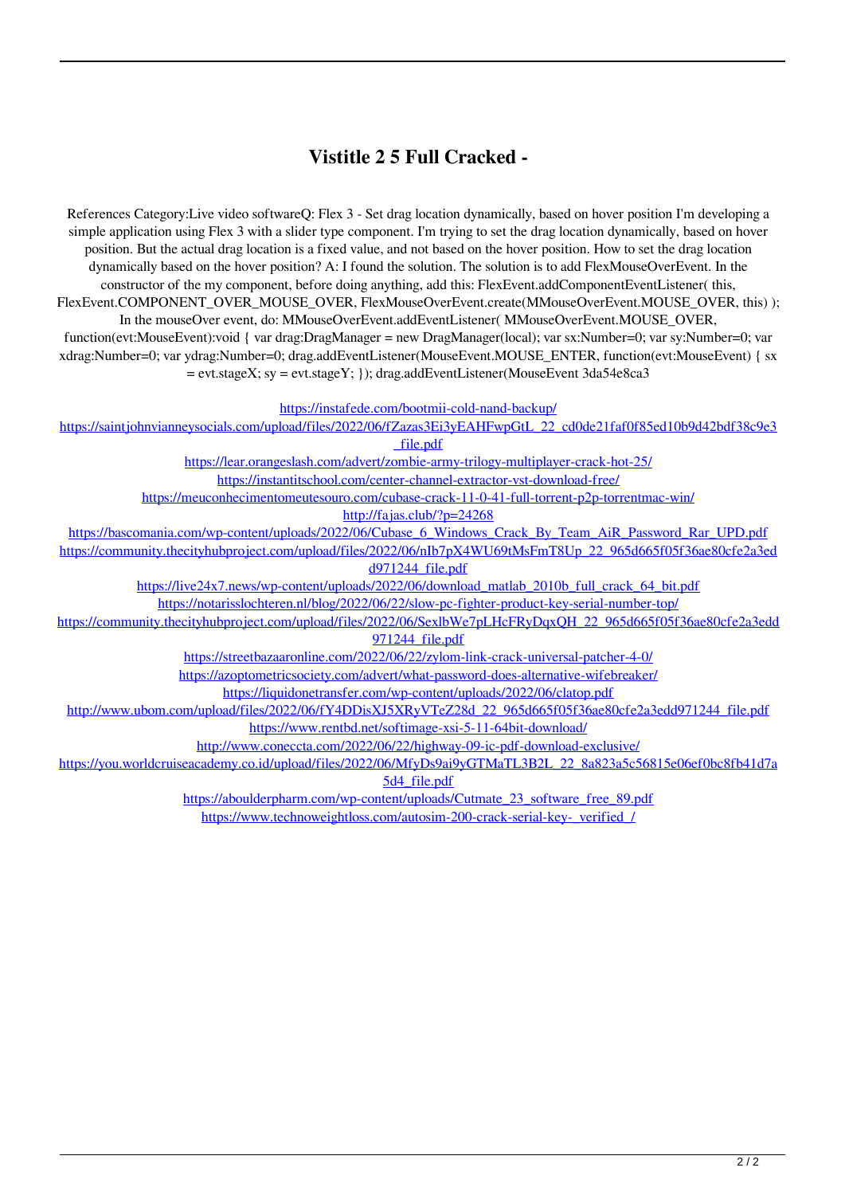# Vistitle 2 5 Full Cracked -

References Category:Live video softwareQ: Flex 3 - Set drag location dynamically, based on hover position I'm developing a simple application using Flex 3 with a slider type component. I'm trying to set the drag location dynamically, based on hover position. But the actual drag location is a fixed value, and not based on the hover position. How to set the drag location dynamically based on the hover position? A: I found the solution. The solution is to add FlexMouseOverEvent. In the constructor of the my component, before doing anything, add this: FlexEvent.addComponentEventListener( this, FlexEvent.COMPONENT_OVER_MOUSE_OVER, FlexMouseOverEvent.create(MMouseOverEvent.MOUSE_OVER, this) ); In the mouseOver event, do: MMouseOverEvent.addEventListener( MMouseOverEvent.MOUSE_OVER, function(evt:MouseEvent):void { var drag:DragManager = new DragManager(local); var sx:Number=0; var sy:Number=0; var xdrag:Number=0; var ydrag:Number=0; drag.addEventListener(MouseEvent.MOUSE_ENTER, function(evt:MouseEvent) { sx = evt.stageX; sy = evt.stageY; }); drag.addEventListener(MouseEvent 3da54e8ca3

https://instafede.com/bootmii-cold-nand-backup/
https://saintjohnvianneysocials.com/upload/files/2022/06/fZazas3Ei3yEAHFwpGtL_22_cd0de21faf0f85ed10b9d42bdf38c9e3_file.pdf
https://lear.orangeslash.com/advert/zombie-army-trilogy-multiplayer-crack-hot-25/
https://instantitschool.com/center-channel-extractor-vst-download-free/
https://meuconhecimentomeutesouro.com/cubase-crack-11-0-41-full-torrent-p2p-torrentmac-win/
http://fajas.club/?p=24268
https://bascomania.com/wp-content/uploads/2022/06/Cubase_6_Windows_Crack_By_Team_AiR_Password_Rar_UPD.pdf
https://community.thecityhubproject.com/upload/files/2022/06/nIb7pX4WU69tMsFmT8Up_22_965d665f05f36ae80cfe2a3edd971244_file.pdf
https://live24x7.news/wp-content/uploads/2022/06/download_matlab_2010b_full_crack_64_bit.pdf
https://notarisslochteren.nl/blog/2022/06/22/slow-pc-fighter-product-key-serial-number-top/
https://community.thecityhubproject.com/upload/files/2022/06/SexlbWe7pLHcFRyDqxQH_22_965d665f05f36ae80cfe2a3edd971244_file.pdf
https://streetbazaaronline.com/2022/06/22/zylom-link-crack-universal-patcher-4-0/
https://azoptometricsociety.com/advert/what-password-does-alternative-wifebreaker/
https://liquidonetransfer.com/wp-content/uploads/2022/06/clatop.pdf
http://www.ubom.com/upload/files/2022/06/fY4DDisXJ5XRyVTeZ28d_22_965d665f05f36ae80cfe2a3edd971244_file.pdf
https://www.rentbd.net/softimage-xsi-5-11-64bit-download/
http://www.coneccta.com/2022/06/22/highway-09-ic-pdf-download-exclusive/
https://you.worldcruiseacademy.co.id/upload/files/2022/06/MfyDs9ai9yGTMaTL3B2L_22_8a823a5c56815e06ef0bc8fb41d7a5d4_file.pdf
https://aboulderpharm.com/wp-content/uploads/Cutmate_23_software_free_89.pdf
https://www.technoweightloss.com/autosim-200-crack-serial-key-_verified_/